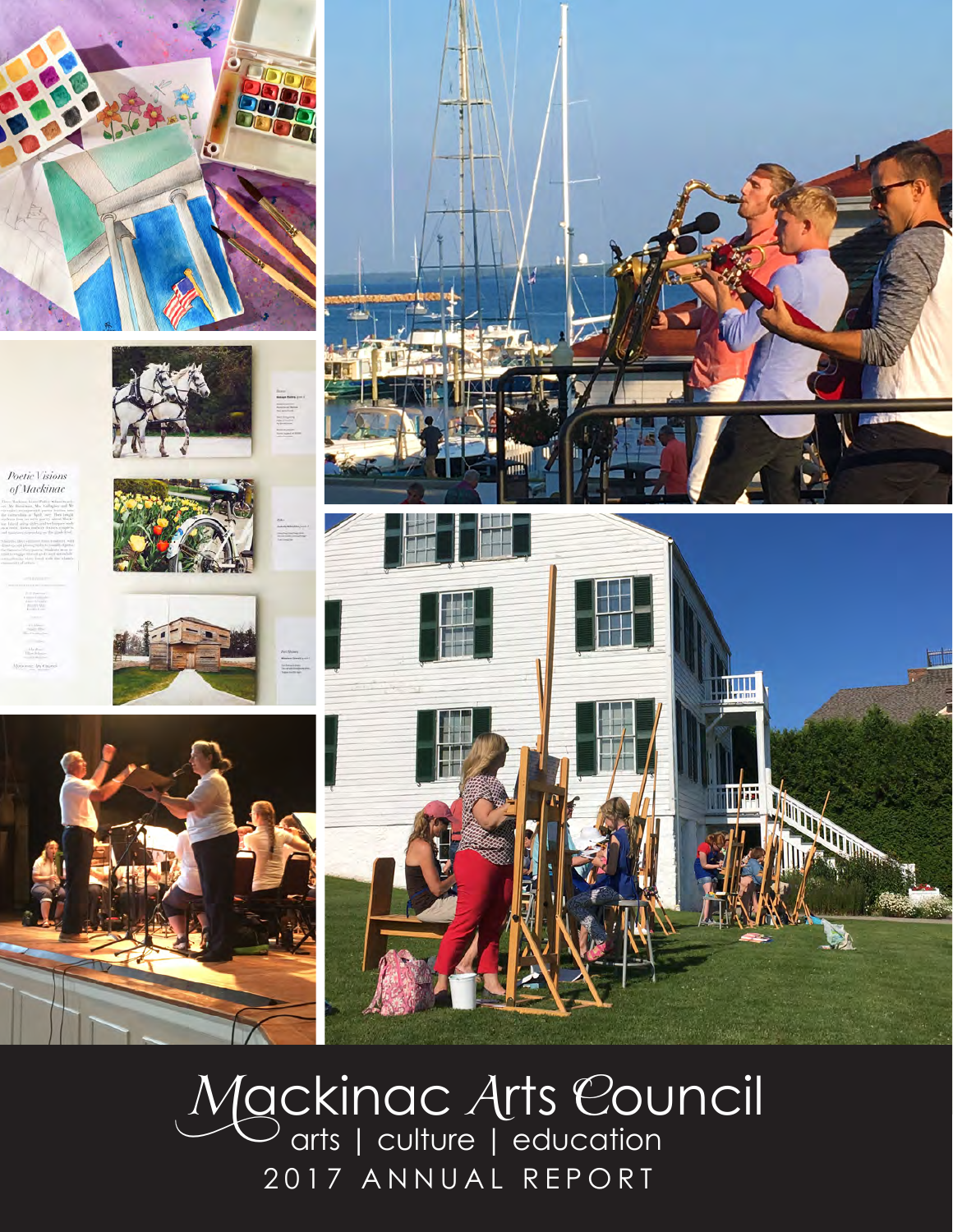# Mackinac Arts Council

arts | culture | education

2017 ANNUAL REPORT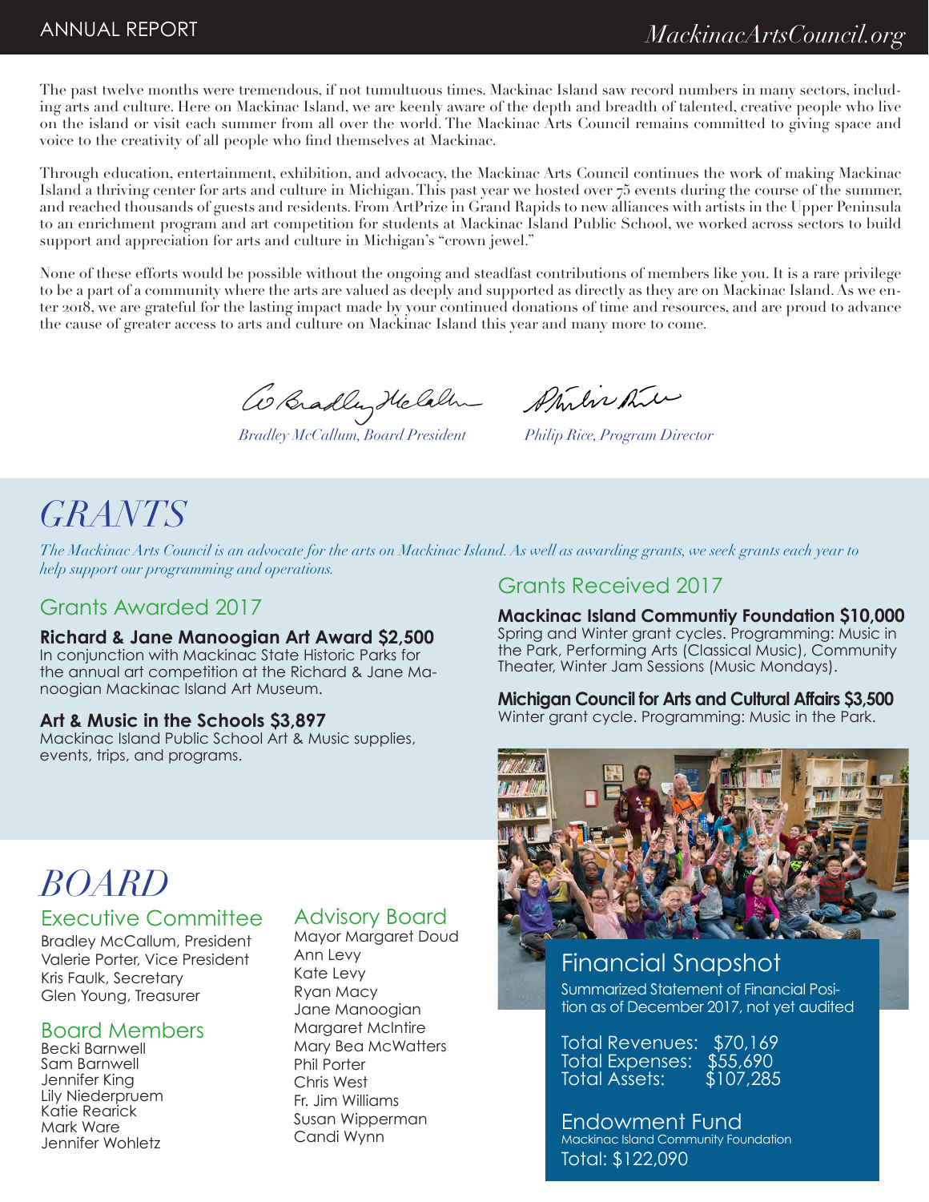The past twelve months were tremendous, if not tumultuous times. Mackinac Island saw record numbers in many sectors, including arts and culture. Here on Mackinac Island, we are keenly aware of the depth and breadth of talented, creative people who live on the island or visit each summer from all over the world. The Mackinac Arts Council remains committed to giving space and voice to the creativity of all people who find themselves at Mackinac.

Through education, entertainment, exhibition, and advocacy, the Mackinac Arts Council continues the work of making Mackinac Island a thriving center for arts and culture in Michigan. This past year we hosted over 75 events during the course of the summer, and reached thousands of guests and residents. From ArtPrize in Grand Rapids to new alliances with artists in the Upper Peninsula to an enrichment program and art competition for students at Mackinac Island Public School, we worked across sectors to build support and appreciation for arts and culture in Michigan's "crown jewel."

None of these efforts would be possible without the ongoing and steadfast contributions of members like you. It is a rare privilege to be a part of a community where the arts are valued as deeply and supported as directly as they are on Mackinac Island. As we enter 2018, we are grateful for the lasting impact made by your continued donations of time and resources, and are proud to advance the cause of greater access to arts and culture on Mackinac Island this year and many more to come.

*Bradley McCallum, Board President*

*Philip Rice, Program Director*

# GRANTS

*The Mackinac Arts Council is an advocate for the arts on Mackinac Island. As well as awarding grants, we seek grants each year to help support our programming and operations.*

## Grants Awarded 2017

**Richard & Jane Manoogian Art Award $2,500**
In conjunction with Mackinac State Historic Parks for the annual art competition at the Richard & Jane Manoogian Mackinac Island Art Museum.

**Art & Music in the Schools $3,897**
Mackinac Island Public School Art & Music supplies, events, trips, and programs.

## Grants Received 2017

**Mackinac Island Communtiy Foundation $10,000**
Spring and Winter grant cycles. Programming: Music in the Park, Performing Arts (Classical Music), Community Theater, Winter Jam Sessions (Music Mondays).

**Michigan Council for Arts and Cultural Affairs $3,500**
Winter grant cycle. Programming: Music in the Park.

# BOARD

## Executive Committee

Bradley McCallum, President
Valerie Porter, Vice President
Kris Faulk, Secretary
Glen Young, Treasurer

## Board Members

Becki Barnwell
Sam Barnwell
Jennifer King
Lily Niederpruem
Katie Rearick
Mark Ware
Jennifer Wohletz

## Advisory Board

Mayor Margaret Doud
Ann Levy
Kate Levy
Ryan Macy
Jane Manoogian
Margaret McIntire
Mary Bea McWatters
Phil Porter
Chris West
Fr. Jim Williams
Susan Wipperman
Candi Wynn

## Financial Snapshot

Summarized Statement of Financial Position as of December 2017, not yet audited

Total Revenues: $70,169
Total Expenses: $55,690
Total Assets: $107,285

## Endowment Fund

Mackinac Island Community Foundation
Total: $122,090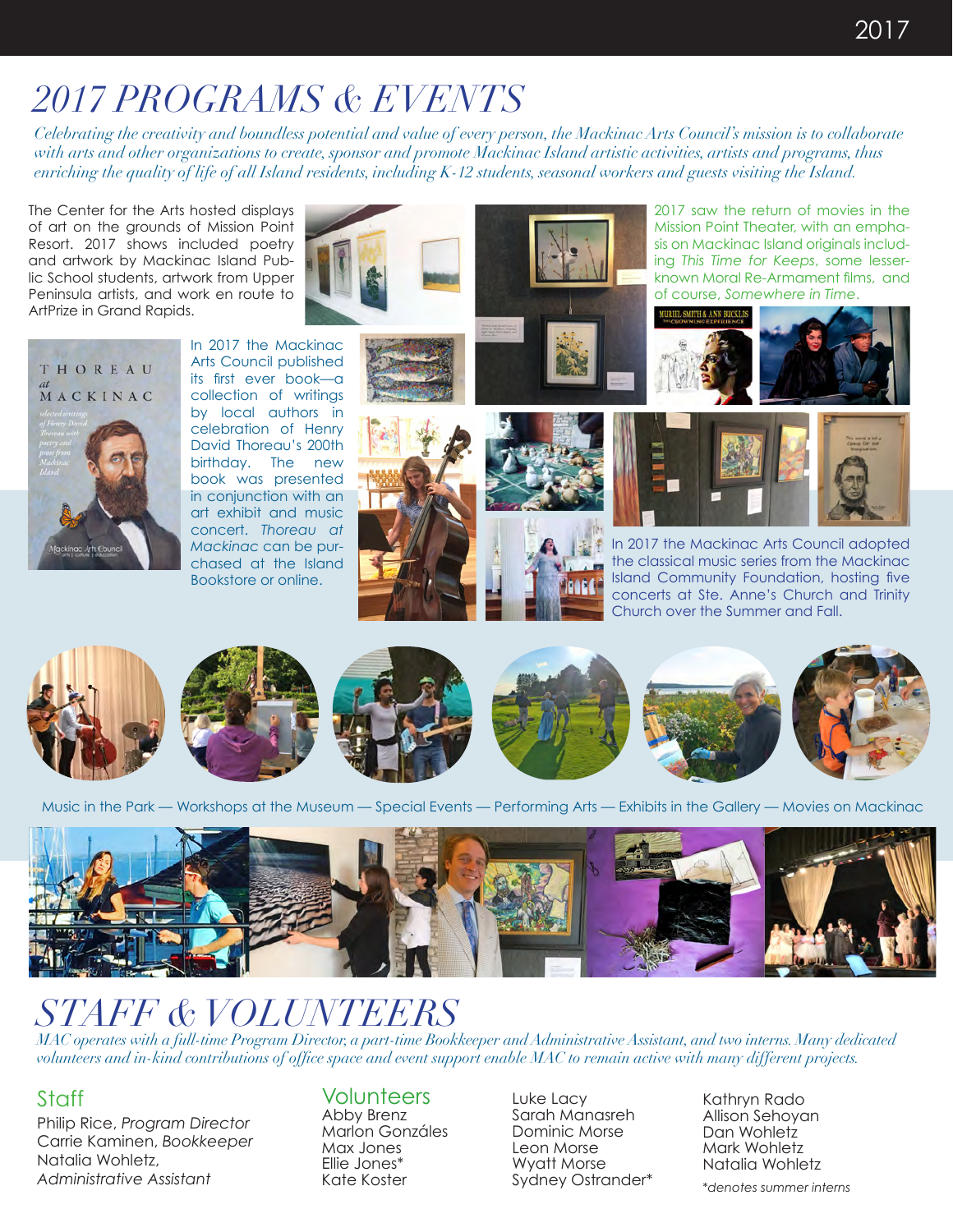# 2017 PROGRAMS & EVENTS

*Celebrating the creativity and boundless potential and value of every person, the Mackinac Arts Council's mission is to collaborate with arts and other organizations to create, sponsor and promote Mackinac Island artistic activities, artists and programs, thus enriching the quality of life of all Island residents, including K-12 students, seasonal workers and guests visiting the Island.*

The Center for the Arts hosted displays of art on the grounds of Mission Point Resort. 2017 shows included poetry and artwork by Mackinac Island Public School students, artwork from Upper Peninsula artists, and work en route to ArtPrize in Grand Rapids.

2017 saw the return of movies in the Mission Point Theater, with an emphasis on Mackinac Island originals including *This Time for Keeps*, some lesser-known Moral Re-Armament films, and of course, *Somewhere in Time*.

In 2017 the Mackinac Arts Council published its first ever book—a collection of writings by local authors in celebration of Henry David Thoreau's 200th birthday. The new book was presented in conjunction with an art exhibit and music concert. *Thoreau at Mackinac* can be purchased at the Island Bookstore or online.

In 2017 the Mackinac Arts Council adopted the classical music series from the Mackinac Island Community Foundation, hosting five concerts at Ste. Anne's Church and Trinity Church over the Summer and Fall.

Music in the Park — Workshops at the Museum — Special Events — Performing Arts — Exhibits in the Gallery — Movies on Mackinac

# STAFF & VOLUNTEERS

*MAC operates with a full-time Program Director, a part-time Bookkeeper and Administrative Assistant, and two interns. Many dedicated volunteers and in-kind contributions of office space and event support enable MAC to remain active with many different projects.*

## Staff

Philip Rice, *Program Director*
Carrie Kaminen, *Bookkeeper*
Natalia Wohletz, *Administrative Assistant*

## Volunteers

Abby Brenz
Marlon Gonzáles
Max Jones
Ellie Jones*
Kate Koster
Luke Lacy
Sarah Manasreh
Dominic Morse
Leon Morse
Wyatt Morse
Sydney Ostrander*
Kathryn Rado
Allison Sehoyan
Dan Wohletz
Mark Wohletz
Natalia Wohletz

*\*denotes summer interns*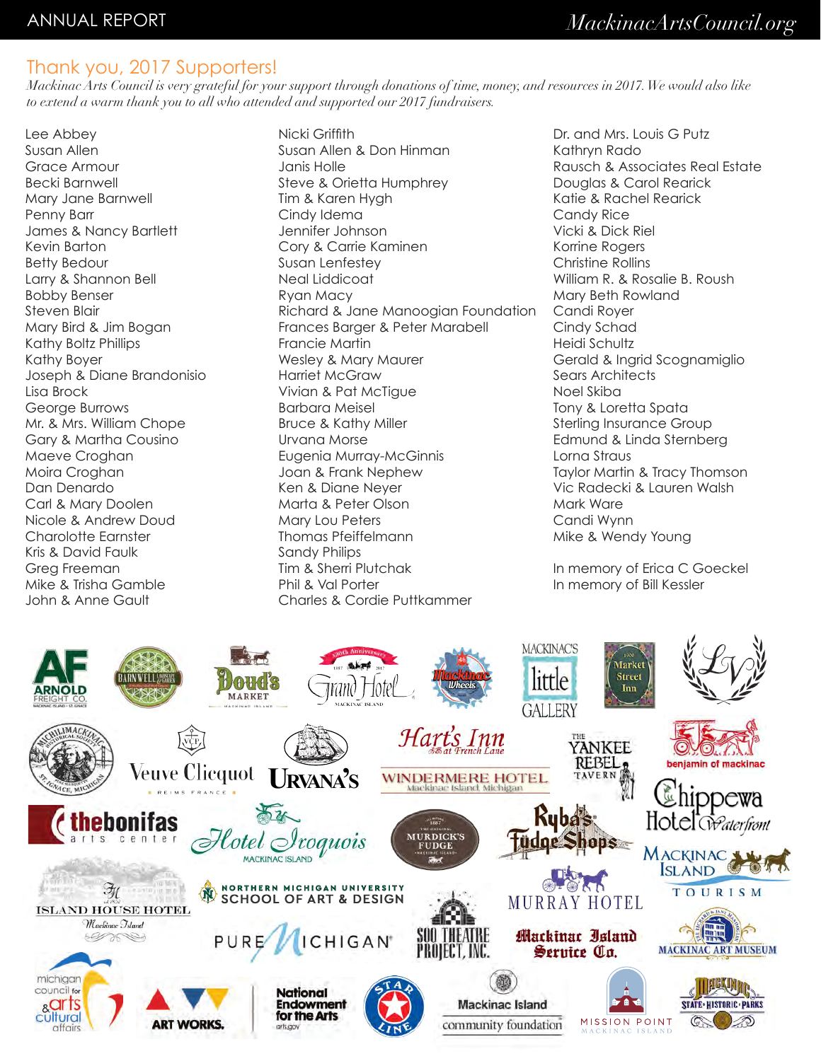## Thank you, 2017 Supporters!

*Mackinac Arts Council is very grateful for your support through donations of time, money, and resources in 2017. We would also like to extend a warm thank you to all who attended and supported our 2017 fundraisers.*

Lee Abbey
Susan Allen
Grace Armour
Becki Barnwell
Mary Jane Barnwell
Penny Barr
James & Nancy Bartlett
Kevin Barton
Betty Bedour
Larry & Shannon Bell
Bobby Benser
Steven Blair
Mary Bird & Jim Bogan
Kathy Boltz Phillips
Kathy Boyer
Joseph & Diane Brandonisio
Lisa Brock
George Burrows
Mr. & Mrs. William Chope
Gary & Martha Cousino
Maeve Croghan
Moira Croghan
Dan Denardo
Carl & Mary Doolen
Nicole & Andrew Doud
Charolotte Earnster
Kris & David Faulk
Greg Freeman
Mike & Trisha Gamble
John & Anne Gault
Nicki Griffith
Susan Allen & Don Hinman
Janis Holle
Steve & Orietta Humphrey
Tim & Karen Hygh
Cindy Idema
Jennifer Johnson
Cory & Carrie Kaminen
Susan Lenfestey
Neal Liddicoat
Ryan Macy
Richard & Jane Manoogian Foundation
Frances Barger & Peter Marabell
Francie Martin
Wesley & Mary Maurer
Harriet McGraw
Vivian & Pat McTigue
Barbara Meisel
Bruce & Kathy Miller
Urvana Morse
Eugenia Murray-McGinnis
Joan & Frank Nephew
Ken & Diane Neyer
Marta & Peter Olson
Mary Lou Peters
Thomas Pfeiffelmann
Sandy Philips
Tim & Sherri Plutchak
Phil & Val Porter
Charles & Cordie Puttkammer
Dr. and Mrs. Louis G Putz
Kathryn Rado
Rausch & Associates Real Estate
Douglas & Carol Rearick
Katie & Rachel Rearick
Candy Rice
Vicki & Dick Riel
Korrine Rogers
Christine Rollins
William R. & Rosalie B. Roush
Mary Beth Rowland
Candi Royer
Cindy Schad
Heidi Schultz
Gerald & Ingrid Scognamiglio
Sears Architects
Noel Skiba
Tony & Loretta Spata
Sterling Insurance Group
Edmund & Linda Sternberg
Lorna Straus
Taylor Martin & Tracy Thomson
Vic Radecki & Lauren Walsh
Mark Ware
Candi Wynn
Mike & Wendy Young

In memory of Erica C Goeckel
In memory of Bill Kessler

Arnold Freight Co.
Barnwell
Doud's Market
Grand Hotel
Mackinac Wheels
Mackinac's little Gallery
Market Street Inn
Mackinac Historical Society
Veuve Clicquot
Urvana's
Hart's Inn at French Lane
Windermere Hotel
The Yankee Rebel Tavern
benjamin of mackinac
Chippewa Hotel Waterfront
thebonifas arts center
Hotel Iroquois
Murdick's Fudge
Ryba's Fudge Shops
Mackinac Island Tourism
Island House Hotel
Northern Michigan University School of Art & Design
Murray Hotel
Pure Michigan
Soo Theatre Project, Inc.
Mackinac Island Service Co.
Mackinac Art Museum
michigan council for arts & cultural affairs
Art Works.
National Endowment for the Arts
Star Line
Mackinac Island community foundation
Mission Point Mackinac Island
Mackinac State Historic Parks